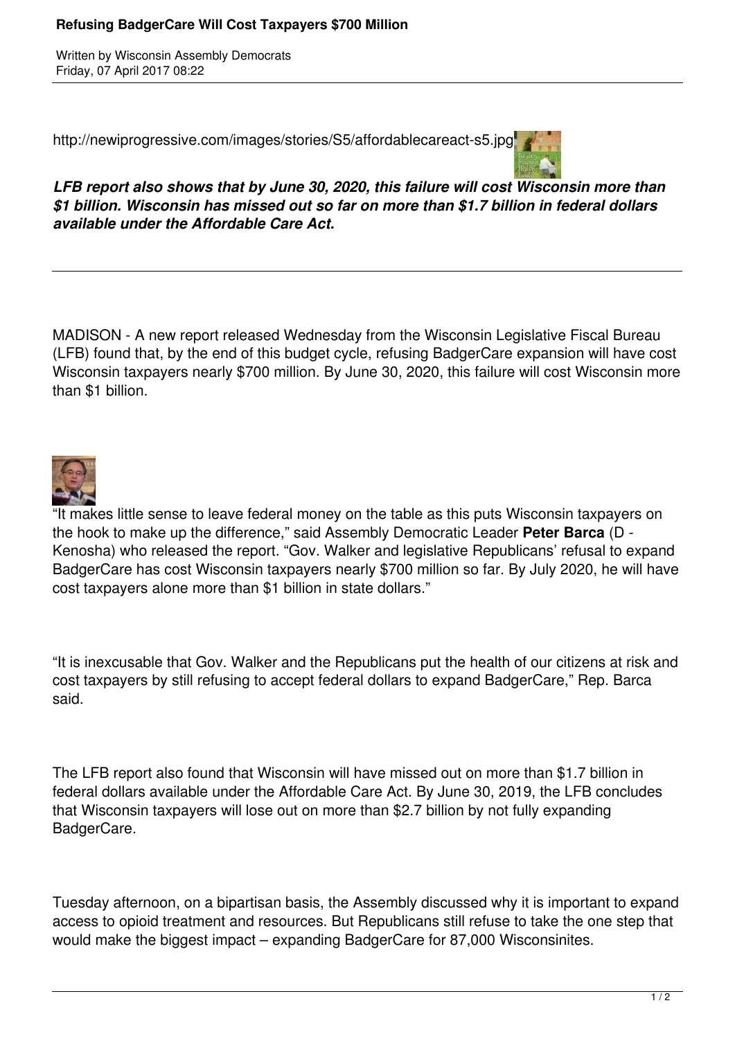# Refusing BadgerCare Will Cost Taxpayers $700 Million

Written by Wisconsin Assembly Democrats
Friday, 07 April 2017 08:22

http://newiprogressive.com/images/stories/S5/affordablecareact-s5.jpg

***LFB report also shows that by June 30, 2020, this failure will cost Wisconsin more than $1 billion. Wisconsin has missed out so far on more than $1.7 billion in federal dollars available under the Affordable Care Act.***

---

MADISON - A new report released Wednesday from the Wisconsin Legislative Fiscal Bureau (LFB) found that, by the end of this budget cycle, refusing BadgerCare expansion will have cost Wisconsin taxpayers nearly $700 million. By June 30, 2020, this failure will cost Wisconsin more than $1 billion.

"It makes little sense to leave federal money on the table as this puts Wisconsin taxpayers on the hook to make up the difference," said Assembly Democratic Leader **Peter Barca** (D - Kenosha) who released the report. "Gov. Walker and legislative Republicans' refusal to expand BadgerCare has cost Wisconsin taxpayers nearly $700 million so far. By July 2020, he will have cost taxpayers alone more than $1 billion in state dollars."

"It is inexcusable that Gov. Walker and the Republicans put the health of our citizens at risk and cost taxpayers by still refusing to accept federal dollars to expand BadgerCare," Rep. Barca said.

The LFB report also found that Wisconsin will have missed out on more than $1.7 billion in federal dollars available under the Affordable Care Act. By June 30, 2019, the LFB concludes that Wisconsin taxpayers will lose out on more than $2.7 billion by not fully expanding BadgerCare.

Tuesday afternoon, on a bipartisan basis, the Assembly discussed why it is important to expand access to opioid treatment and resources. But Republicans still refuse to take the one step that would make the biggest impact – expanding BadgerCare for 87,000 Wisconsinites.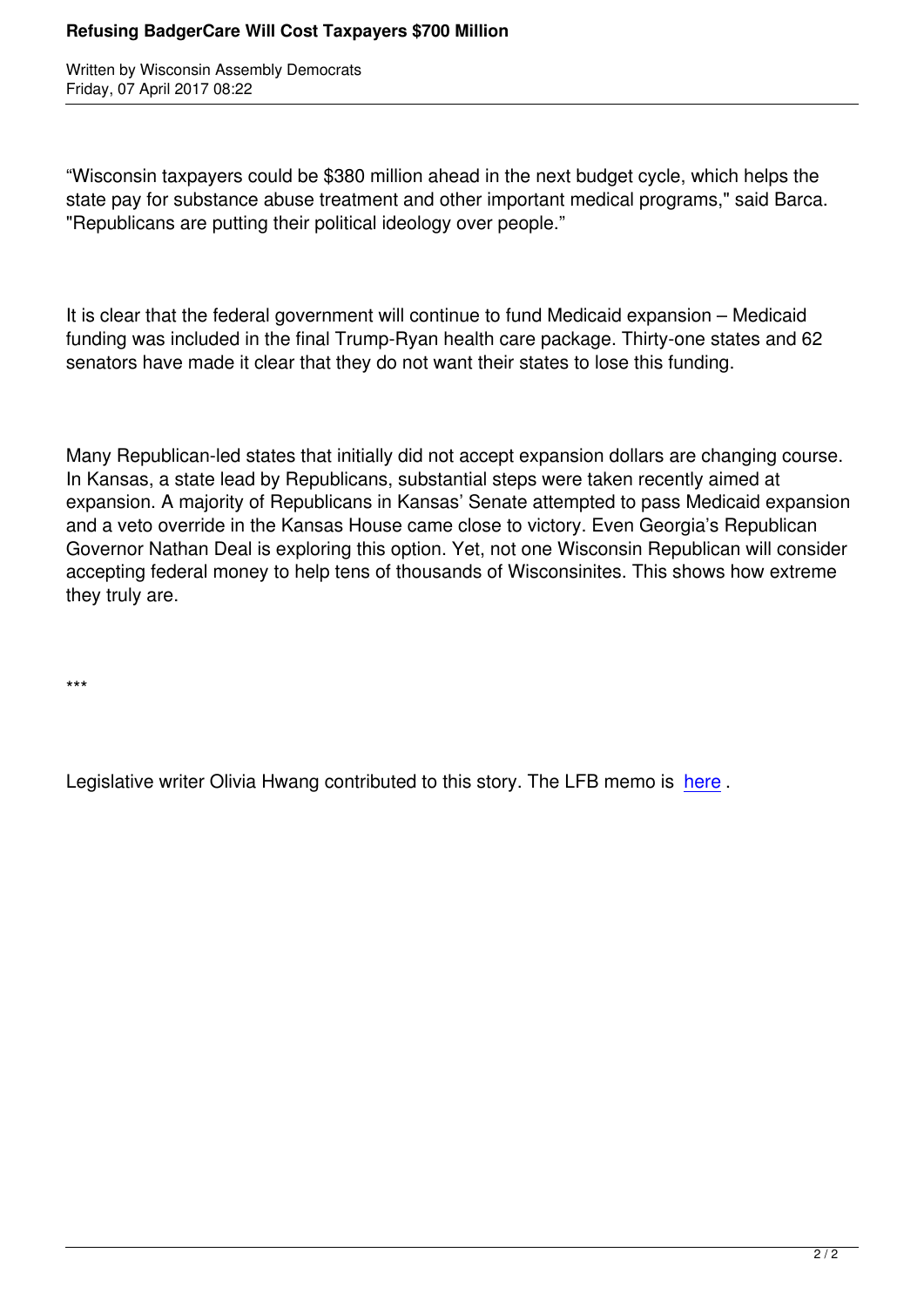"Wisconsin taxpayers could be $380 million ahead in the next budget cycle, which helps the state pay for substance abuse treatment and other important medical programs," said Barca. "Republicans are putting their political ideology over people."

It is clear that the federal government will continue to fund Medicaid expansion – Medicaid funding was included in the final Trump-Ryan health care package. Thirty-one states and 62 senators have made it clear that they do not want their states to lose this funding.

Many Republican-led states that initially did not accept expansion dollars are changing course. In Kansas, a state lead by Republicans, substantial steps were taken recently aimed at expansion. A majority of Republicans in Kansas' Senate attempted to pass Medicaid expansion and a veto override in the Kansas House came close to victory. Even Georgia's Republican Governor Nathan Deal is exploring this option. Yet, not one Wisconsin Republican will consider accepting federal money to help tens of thousands of Wisconsinites. This shows how extreme they truly are.

***

Legislative writer Olivia Hwang contributed to this story. The LFB memo is here .